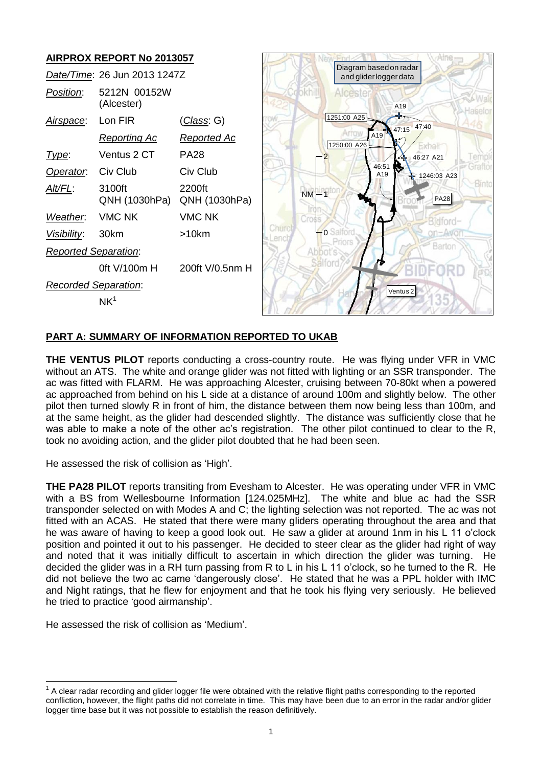**AIRPROX REPORT No 2013057**

| | | |
|---|---|---|
| *Date/Time*: | 26 Jun 2013 1247Z | |
| *Position*: | 5212N 00152W (Alcester) | |
| *Airspace*: | Lon FIR | (*Class*: G) |
| | *Reporting Ac* | *Reported Ac* |
| *Type*: | Ventus 2 CT | PA28 |
| *Operator*: | Civ Club | Civ Club |
| *Alt/FL*: | 3100ft QNH (1030hPa) | 2200ft QNH (1030hPa) |
| *Weather*: | VMC NK | VMC NK |
| *Visibility*: | 30km | >10km |
| *Reported Separation*: | | |
| | 0ft V/100m H | 200ft V/0.5nm H |
| *Recorded Separation*: | | |
| | NK[1] | |

## PART A: SUMMARY OF INFORMATION REPORTED TO UKAB

**THE VENTUS PILOT** reports conducting a cross-country route. He was flying under VFR in VMC without an ATS. The white and orange glider was not fitted with lighting or an SSR transponder. The ac was fitted with FLARM. He was approaching Alcester, cruising between 70-80kt when a powered ac approached from behind on his L side at a distance of around 100m and slightly below. The other pilot then turned slowly R in front of him, the distance between them now being less than 100m, and at the same height, as the glider had descended slightly. The distance was sufficiently close that he was able to make a note of the other ac's registration. The other pilot continued to clear to the R, took no avoiding action, and the glider pilot doubted that he had been seen.

He assessed the risk of collision as 'High'.

**THE PA28 PILOT** reports transiting from Evesham to Alcester. He was operating under VFR in VMC with a BS from Wellesbourne Information [124.025MHz]. The white and blue ac had the SSR transponder selected on with Modes A and C; the lighting selection was not reported. The ac was not fitted with an ACAS. He stated that there were many gliders operating throughout the area and that he was aware of having to keep a good look out. He saw a glider at around 1nm in his L 11 o'clock position and pointed it out to his passenger. He decided to steer clear as the glider had right of way and noted that it was initially difficult to ascertain in which direction the glider was turning. He decided the glider was in a RH turn passing from R to L in his L 11 o'clock, so he turned to the R. He did not believe the two ac came 'dangerously close'. He stated that he was a PPL holder with IMC and Night ratings, that he flew for enjoyment and that he took his flying very seriously. He believed he tried to practice 'good airmanship'.

He assessed the risk of collision as 'Medium'.

---

[1] A clear radar recording and glider logger file were obtained with the relative flight paths corresponding to the reported confliction, however, the flight paths did not correlate in time. This may have been due to an error in the radar and/or glider logger time base but it was not possible to establish the reason definitively.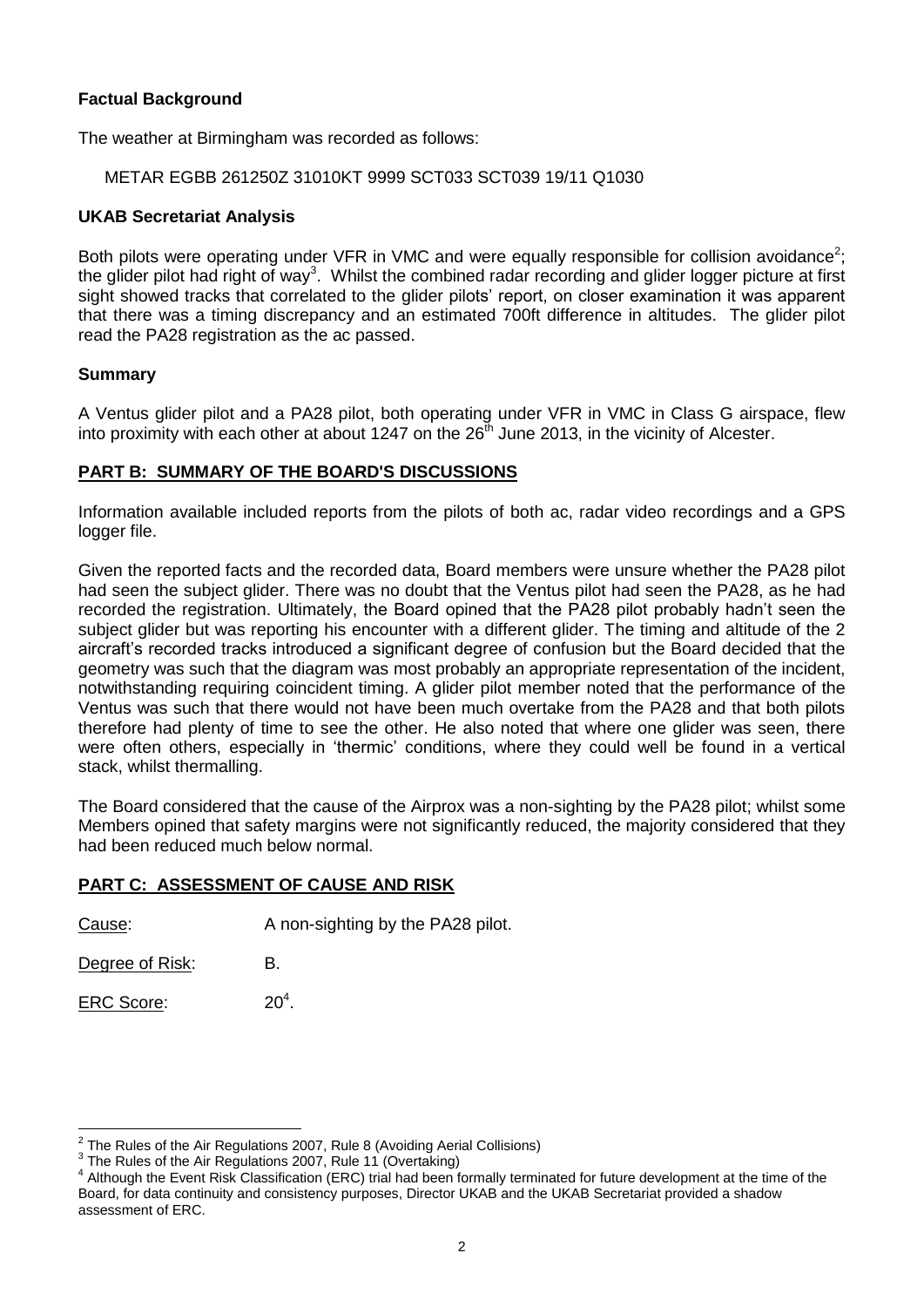**Factual Background**

The weather at Birmingham was recorded as follows:

METAR EGBB 261250Z 31010KT 9999 SCT033 SCT039 19/11 Q1030

**UKAB Secretariat Analysis**

Both pilots were operating under VFR in VMC and were equally responsible for collision avoidance[2]; the glider pilot had right of way[3]. Whilst the combined radar recording and glider logger picture at first sight showed tracks that correlated to the glider pilots' report, on closer examination it was apparent that there was a timing discrepancy and an estimated 700ft difference in altitudes. The glider pilot read the PA28 registration as the ac passed.

**Summary**

A Ventus glider pilot and a PA28 pilot, both operating under VFR in VMC in Class G airspace, flew into proximity with each other at about 1247 on the 26th June 2013, in the vicinity of Alcester.

## PART B: SUMMARY OF THE BOARD'S DISCUSSIONS

Information available included reports from the pilots of both ac, radar video recordings and a GPS logger file.

Given the reported facts and the recorded data, Board members were unsure whether the PA28 pilot had seen the subject glider. There was no doubt that the Ventus pilot had seen the PA28, as he had recorded the registration. Ultimately, the Board opined that the PA28 pilot probably hadn't seen the subject glider but was reporting his encounter with a different glider. The timing and altitude of the 2 aircraft's recorded tracks introduced a significant degree of confusion but the Board decided that the geometry was such that the diagram was most probably an appropriate representation of the incident, notwithstanding requiring coincident timing. A glider pilot member noted that the performance of the Ventus was such that there would not have been much overtake from the PA28 and that both pilots therefore had plenty of time to see the other. He also noted that where one glider was seen, there were often others, especially in 'thermic' conditions, where they could well be found in a vertical stack, whilst thermalling.

The Board considered that the cause of the Airprox was a non-sighting by the PA28 pilot; whilst some Members opined that safety margins were not significantly reduced, the majority considered that they had been reduced much below normal.

## PART C: ASSESSMENT OF CAUSE AND RISK

Cause: A non-sighting by the PA28 pilot.

Degree of Risk: B.

ERC Score: 20[4].

---

[2] The Rules of the Air Regulations 2007, Rule 8 (Avoiding Aerial Collisions)

[3] The Rules of the Air Regulations 2007, Rule 11 (Overtaking)

[4] Although the Event Risk Classification (ERC) trial had been formally terminated for future development at the time of the Board, for data continuity and consistency purposes, Director UKAB and the UKAB Secretariat provided a shadow assessment of ERC.